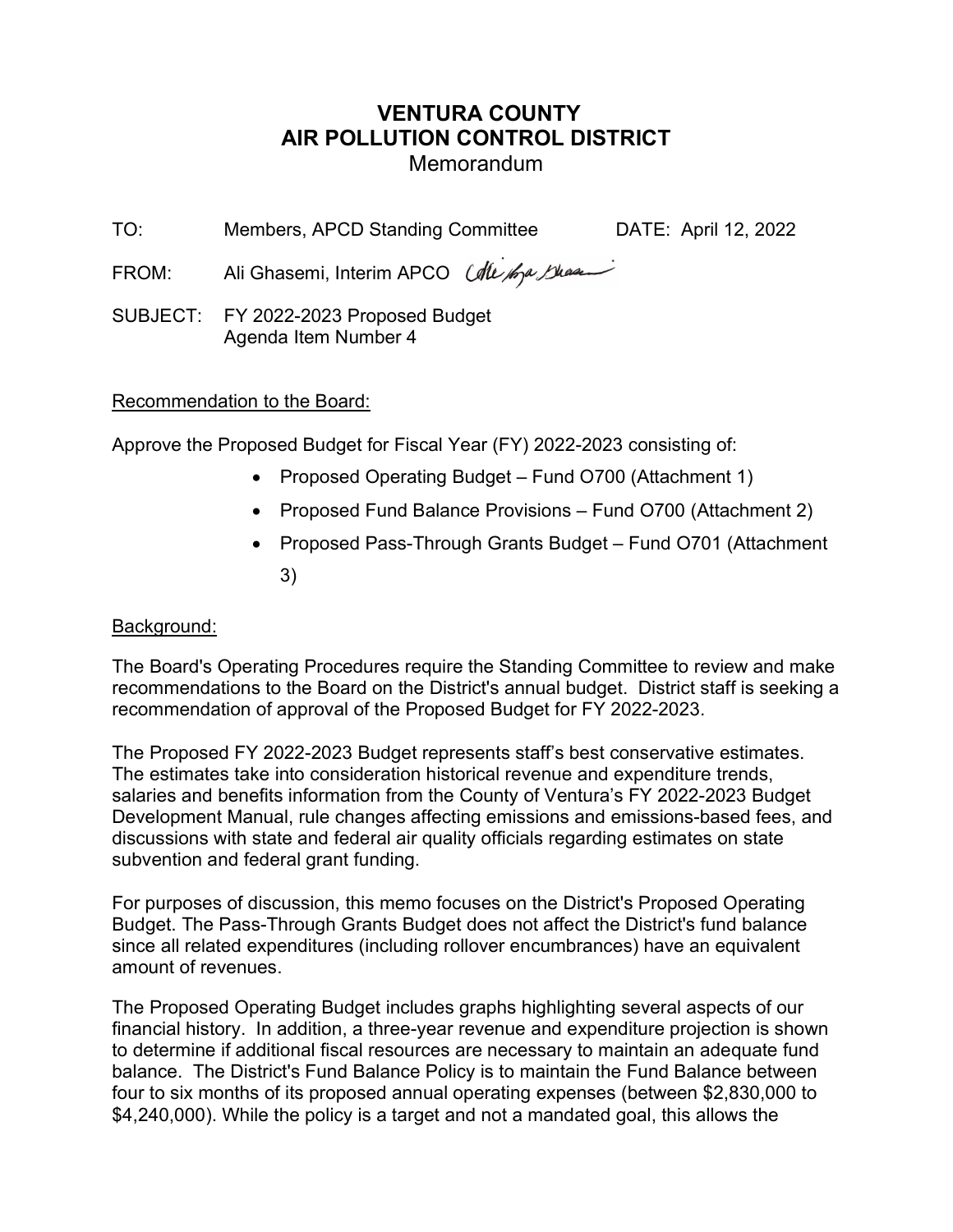# VENTURA COUNTY AIR POLLUTION CONTROL DISTRICT

Memorandum

TO: Members, APCD Standing Committee DATE: April 12, 2022

FROM: Ali Ghasemi, Interim APCO

SUBJECT: FY 2022-2023 Proposed Budget
Agenda Item Number 4

Recommendation to the Board:

Approve the Proposed Budget for Fiscal Year (FY) 2022-2023 consisting of:

- Proposed Operating Budget – Fund O700 (Attachment 1)
- Proposed Fund Balance Provisions – Fund O700 (Attachment 2)
- Proposed Pass-Through Grants Budget – Fund O701 (Attachment 3)

Background:

The Board's Operating Procedures require the Standing Committee to review and make recommendations to the Board on the District's annual budget. District staff is seeking a recommendation of approval of the Proposed Budget for FY 2022-2023.

The Proposed FY 2022-2023 Budget represents staff's best conservative estimates. The estimates take into consideration historical revenue and expenditure trends, salaries and benefits information from the County of Ventura's FY 2022-2023 Budget Development Manual, rule changes affecting emissions and emissions-based fees, and discussions with state and federal air quality officials regarding estimates on state subvention and federal grant funding.

For purposes of discussion, this memo focuses on the District's Proposed Operating Budget. The Pass-Through Grants Budget does not affect the District's fund balance since all related expenditures (including rollover encumbrances) have an equivalent amount of revenues.

The Proposed Operating Budget includes graphs highlighting several aspects of our financial history. In addition, a three-year revenue and expenditure projection is shown to determine if additional fiscal resources are necessary to maintain an adequate fund balance. The District's Fund Balance Policy is to maintain the Fund Balance between four to six months of its proposed annual operating expenses (between $2,830,000 to $4,240,000). While the policy is a target and not a mandated goal, this allows the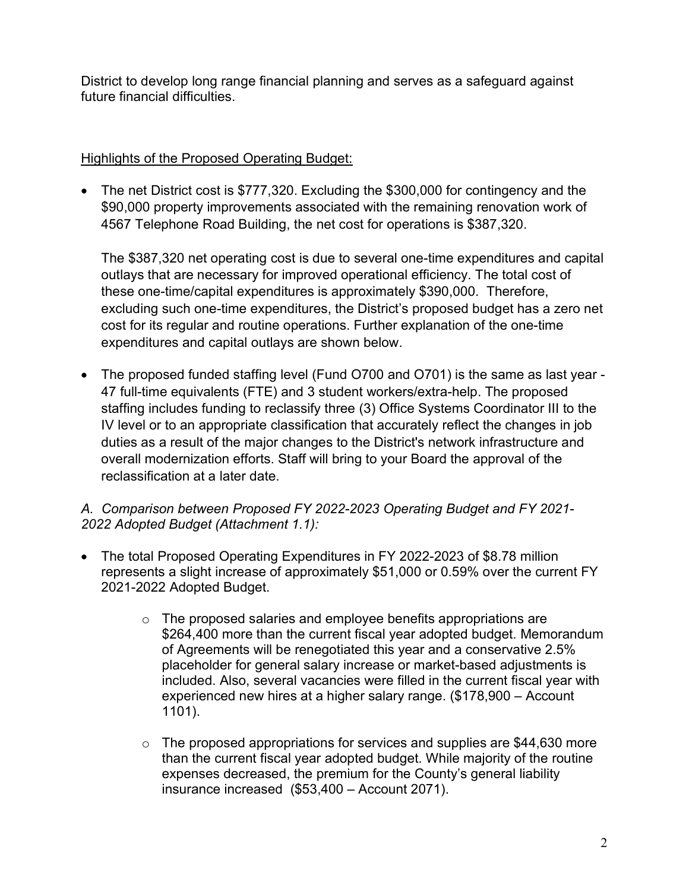District to develop long range financial planning and serves as a safeguard against future financial difficulties.

<u>Highlights of the Proposed Operating Budget:</u>

- The net District cost is $777,320. Excluding the $300,000 for contingency and the $90,000 property improvements associated with the remaining renovation work of 4567 Telephone Road Building, the net cost for operations is $387,320.

  The $387,320 net operating cost is due to several one-time expenditures and capital outlays that are necessary for improved operational efficiency. The total cost of these one-time/capital expenditures is approximately $390,000. Therefore, excluding such one-time expenditures, the District's proposed budget has a zero net cost for its regular and routine operations. Further explanation of the one-time expenditures and capital outlays are shown below.

- The proposed funded staffing level (Fund O700 and O701) is the same as last year - 47 full-time equivalents (FTE) and 3 student workers/extra-help. The proposed staffing includes funding to reclassify three (3) Office Systems Coordinator III to the IV level or to an appropriate classification that accurately reflect the changes in job duties as a result of the major changes to the District's network infrastructure and overall modernization efforts. Staff will bring to your Board the approval of the reclassification at a later date.

*A. Comparison between Proposed FY 2022-2023 Operating Budget and FY 2021-2022 Adopted Budget (Attachment 1.1):*

- The total Proposed Operating Expenditures in FY 2022-2023 of $8.78 million represents a slight increase of approximately $51,000 or 0.59% over the current FY 2021-2022 Adopted Budget.

  - The proposed salaries and employee benefits appropriations are $264,400 more than the current fiscal year adopted budget. Memorandum of Agreements will be renegotiated this year and a conservative 2.5% placeholder for general salary increase or market-based adjustments is included. Also, several vacancies were filled in the current fiscal year with experienced new hires at a higher salary range. ($178,900 – Account 1101).

  - The proposed appropriations for services and supplies are $44,630 more than the current fiscal year adopted budget. While majority of the routine expenses decreased, the premium for the County's general liability insurance increased ($53,400 – Account 2071).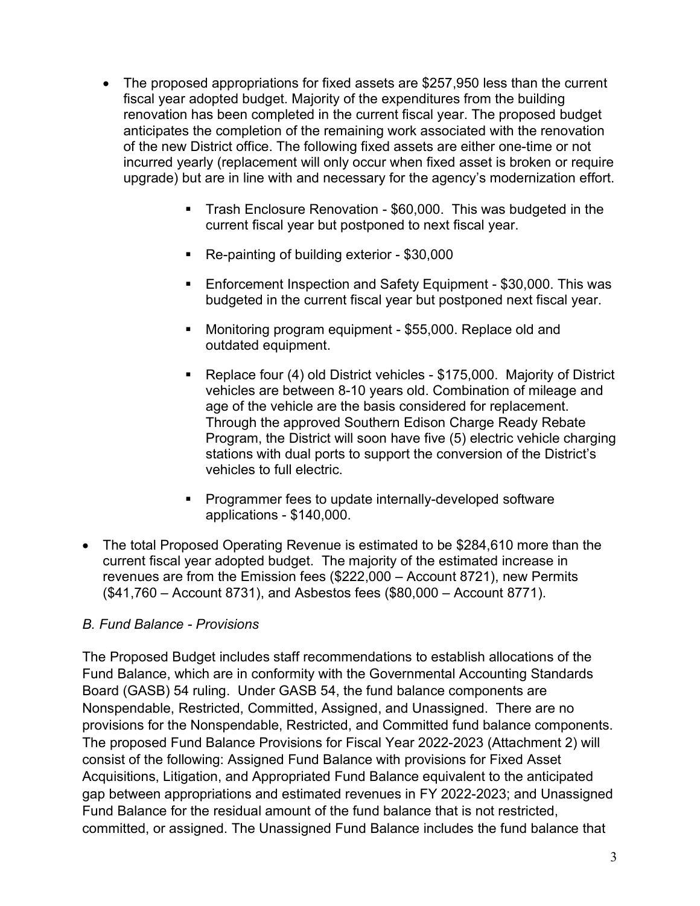- The proposed appropriations for fixed assets are $257,950 less than the current fiscal year adopted budget. Majority of the expenditures from the building renovation has been completed in the current fiscal year. The proposed budget anticipates the completion of the remaining work associated with the renovation of the new District office. The following fixed assets are either one-time or not incurred yearly (replacement will only occur when fixed asset is broken or require upgrade) but are in line with and necessary for the agency's modernization effort.
    - Trash Enclosure Renovation - $60,000. This was budgeted in the current fiscal year but postponed to next fiscal year.
    - Re-painting of building exterior - $30,000
    - Enforcement Inspection and Safety Equipment - $30,000. This was budgeted in the current fiscal year but postponed next fiscal year.
    - Monitoring program equipment - $55,000. Replace old and outdated equipment.
    - Replace four (4) old District vehicles - $175,000. Majority of District vehicles are between 8-10 years old. Combination of mileage and age of the vehicle are the basis considered for replacement. Through the approved Southern Edison Charge Ready Rebate Program, the District will soon have five (5) electric vehicle charging stations with dual ports to support the conversion of the District's vehicles to full electric.
    - Programmer fees to update internally-developed software applications - $140,000.
- The total Proposed Operating Revenue is estimated to be $284,610 more than the current fiscal year adopted budget. The majority of the estimated increase in revenues are from the Emission fees ($222,000 – Account 8721), new Permits ($41,760 – Account 8731), and Asbestos fees ($80,000 – Account 8771).

*B. Fund Balance - Provisions*

The Proposed Budget includes staff recommendations to establish allocations of the Fund Balance, which are in conformity with the Governmental Accounting Standards Board (GASB) 54 ruling. Under GASB 54, the fund balance components are Nonspendable, Restricted, Committed, Assigned, and Unassigned. There are no provisions for the Nonspendable, Restricted, and Committed fund balance components. The proposed Fund Balance Provisions for Fiscal Year 2022-2023 (Attachment 2) will consist of the following: Assigned Fund Balance with provisions for Fixed Asset Acquisitions, Litigation, and Appropriated Fund Balance equivalent to the anticipated gap between appropriations and estimated revenues in FY 2022-2023; and Unassigned Fund Balance for the residual amount of the fund balance that is not restricted, committed, or assigned. The Unassigned Fund Balance includes the fund balance that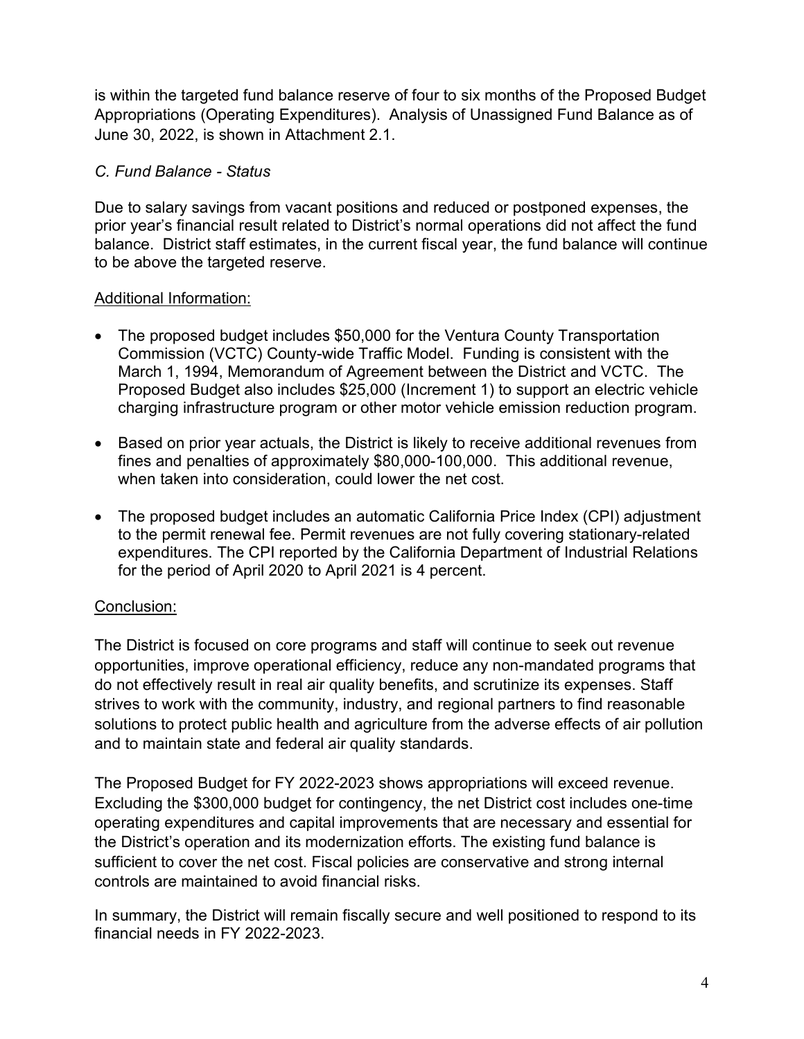is within the targeted fund balance reserve of four to six months of the Proposed Budget Appropriations (Operating Expenditures). Analysis of Unassigned Fund Balance as of June 30, 2022, is shown in Attachment 2.1.

*C. Fund Balance - Status*

Due to salary savings from vacant positions and reduced or postponed expenses, the prior year's financial result related to District's normal operations did not affect the fund balance. District staff estimates, in the current fiscal year, the fund balance will continue to be above the targeted reserve.

Additional Information:

- The proposed budget includes $50,000 for the Ventura County Transportation Commission (VCTC) County-wide Traffic Model. Funding is consistent with the March 1, 1994, Memorandum of Agreement between the District and VCTC. The Proposed Budget also includes $25,000 (Increment 1) to support an electric vehicle charging infrastructure program or other motor vehicle emission reduction program.
- Based on prior year actuals, the District is likely to receive additional revenues from fines and penalties of approximately $80,000-100,000. This additional revenue, when taken into consideration, could lower the net cost.
- The proposed budget includes an automatic California Price Index (CPI) adjustment to the permit renewal fee. Permit revenues are not fully covering stationary-related expenditures. The CPI reported by the California Department of Industrial Relations for the period of April 2020 to April 2021 is 4 percent.

Conclusion:

The District is focused on core programs and staff will continue to seek out revenue opportunities, improve operational efficiency, reduce any non-mandated programs that do not effectively result in real air quality benefits, and scrutinize its expenses. Staff strives to work with the community, industry, and regional partners to find reasonable solutions to protect public health and agriculture from the adverse effects of air pollution and to maintain state and federal air quality standards.

The Proposed Budget for FY 2022-2023 shows appropriations will exceed revenue. Excluding the $300,000 budget for contingency, the net District cost includes one-time operating expenditures and capital improvements that are necessary and essential for the District's operation and its modernization efforts. The existing fund balance is sufficient to cover the net cost. Fiscal policies are conservative and strong internal controls are maintained to avoid financial risks.

In summary, the District will remain fiscally secure and well positioned to respond to its financial needs in FY 2022-2023.